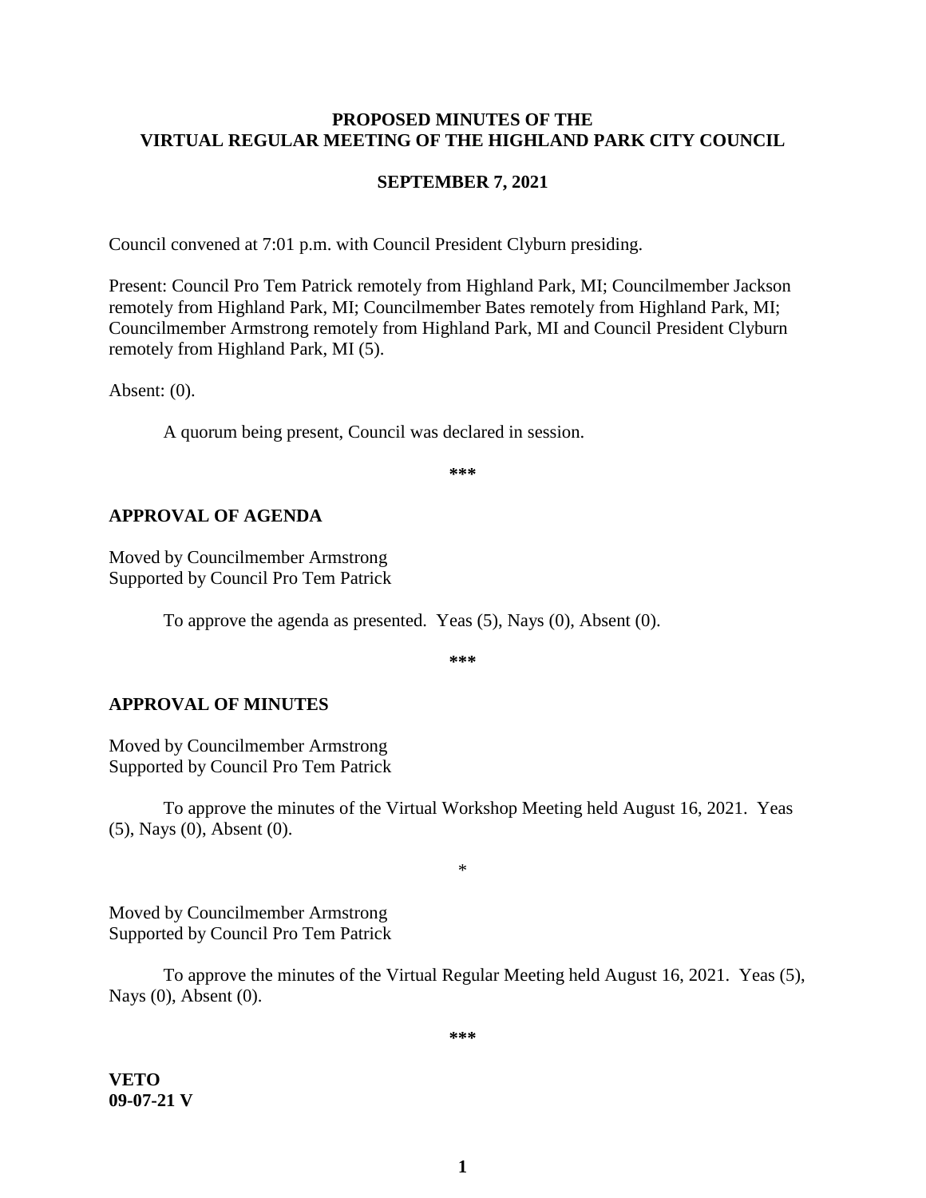**PROPOSED MINUTES OF THE**
**VIRTUAL REGULAR MEETING OF THE HIGHLAND PARK CITY COUNCIL**

**SEPTEMBER 7, 2021**

Council convened at 7:01 p.m. with Council President Clyburn presiding.

Present: Council Pro Tem Patrick remotely from Highland Park, MI; Councilmember Jackson remotely from Highland Park, MI; Councilmember Bates remotely from Highland Park, MI; Councilmember Armstrong remotely from Highland Park, MI and Council President Clyburn remotely from Highland Park, MI (5).

Absent: (0).

A quorum being present, Council was declared in session.

**\*\*\***

## APPROVAL OF AGENDA

Moved by Councilmember Armstrong
Supported by Council Pro Tem Patrick

To approve the agenda as presented. Yeas (5), Nays (0), Absent (0).

**\*\*\***

## APPROVAL OF MINUTES

Moved by Councilmember Armstrong
Supported by Council Pro Tem Patrick

To approve the minutes of the Virtual Workshop Meeting held August 16, 2021. Yeas (5), Nays (0), Absent (0).

\*

Moved by Councilmember Armstrong
Supported by Council Pro Tem Patrick

To approve the minutes of the Virtual Regular Meeting held August 16, 2021. Yeas (5), Nays (0), Absent (0).

**\*\*\***

**VETO**
**09-07-21 V**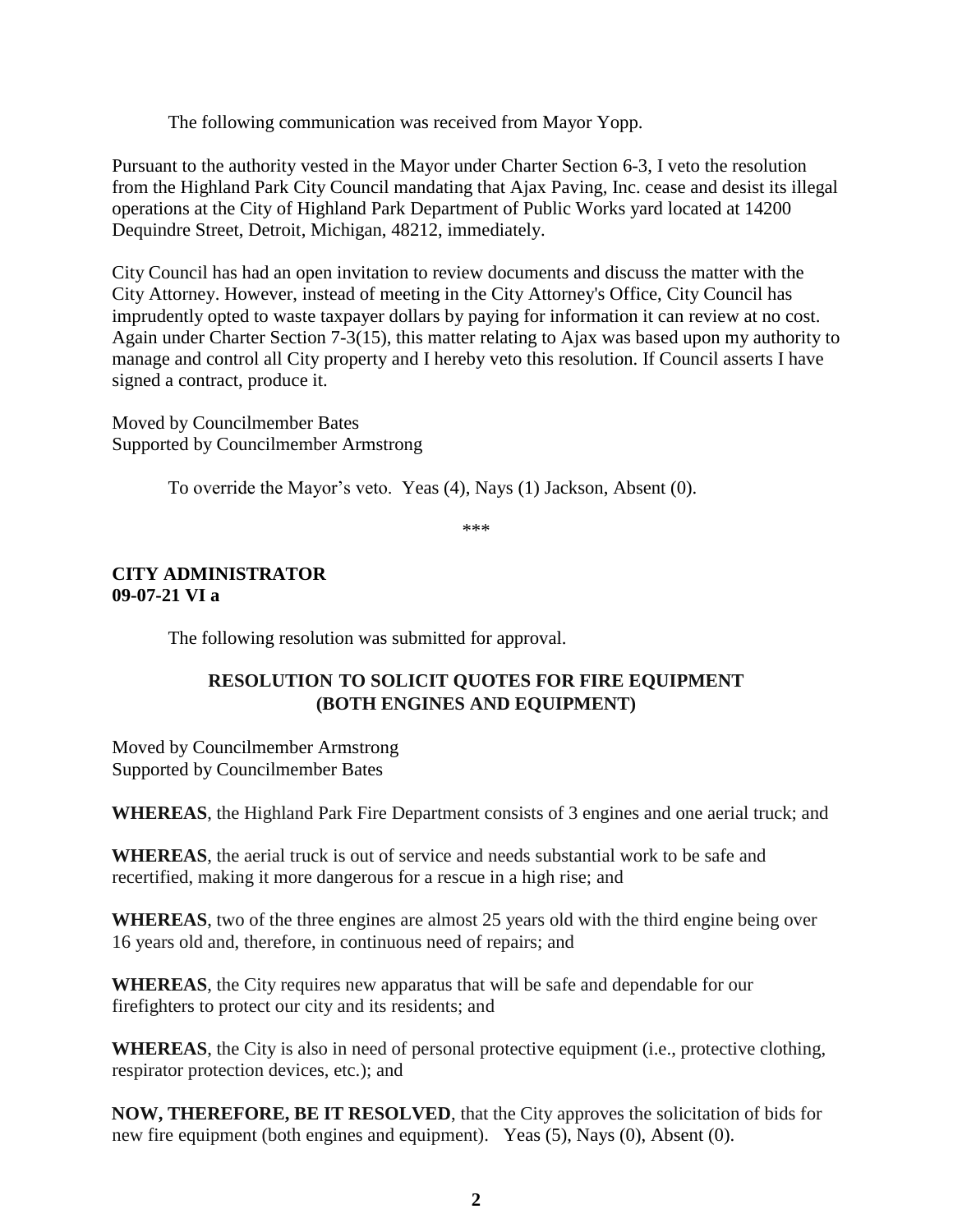The following communication was received from Mayor Yopp.

Pursuant to the authority vested in the Mayor under Charter Section 6-3, I veto the resolution from the Highland Park City Council mandating that Ajax Paving, Inc. cease and desist its illegal operations at the City of Highland Park Department of Public Works yard located at 14200 Dequindre Street, Detroit, Michigan, 48212, immediately.

City Council has had an open invitation to review documents and discuss the matter with the City Attorney. However, instead of meeting in the City Attorney's Office, City Council has imprudently opted to waste taxpayer dollars by paying for information it can review at no cost. Again under Charter Section 7-3(15), this matter relating to Ajax was based upon my authority to manage and control all City property and I hereby veto this resolution. If Council asserts I have signed a contract, produce it.

Moved by Councilmember Bates
Supported by Councilmember Armstrong

To override the Mayor's veto. Yeas (4), Nays (1) Jackson, Absent (0).

\*\*\*

**CITY ADMINISTRATOR**
**09-07-21 VI a**

The following resolution was submitted for approval.

### RESOLUTION TO SOLICIT QUOTES FOR FIRE EQUIPMENT (BOTH ENGINES AND EQUIPMENT)

Moved by Councilmember Armstrong
Supported by Councilmember Bates

**WHEREAS**, the Highland Park Fire Department consists of 3 engines and one aerial truck; and

**WHEREAS**, the aerial truck is out of service and needs substantial work to be safe and recertified, making it more dangerous for a rescue in a high rise; and

**WHEREAS**, two of the three engines are almost 25 years old with the third engine being over 16 years old and, therefore, in continuous need of repairs; and

**WHEREAS**, the City requires new apparatus that will be safe and dependable for our firefighters to protect our city and its residents; and

**WHEREAS**, the City is also in need of personal protective equipment (i.e., protective clothing, respirator protection devices, etc.); and

**NOW, THEREFORE, BE IT RESOLVED**, that the City approves the solicitation of bids for new fire equipment (both engines and equipment). Yeas (5), Nays (0), Absent (0).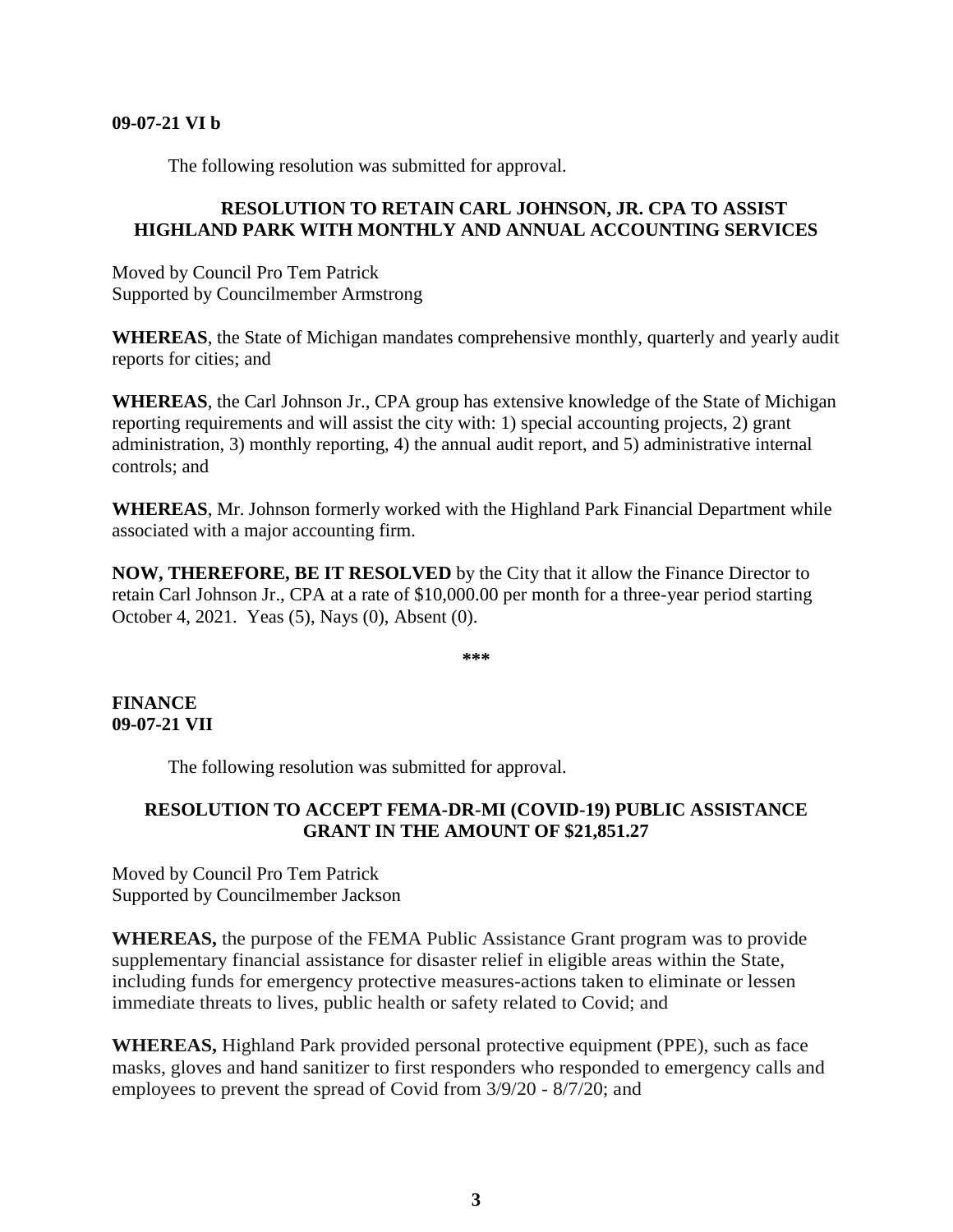**09-07-21 VI b**

The following resolution was submitted for approval.

**RESOLUTION TO RETAIN CARL JOHNSON, JR. CPA TO ASSIST HIGHLAND PARK WITH MONTHLY AND ANNUAL ACCOUNTING SERVICES**

Moved by Council Pro Tem Patrick
Supported by Councilmember Armstrong

**WHEREAS**, the State of Michigan mandates comprehensive monthly, quarterly and yearly audit reports for cities; and

**WHEREAS**, the Carl Johnson Jr., CPA group has extensive knowledge of the State of Michigan reporting requirements and will assist the city with: 1) special accounting projects, 2) grant administration, 3) monthly reporting, 4) the annual audit report, and 5) administrative internal controls; and

**WHEREAS**, Mr. Johnson formerly worked with the Highland Park Financial Department while associated with a major accounting firm.

**NOW, THEREFORE, BE IT RESOLVED** by the City that it allow the Finance Director to retain Carl Johnson Jr., CPA at a rate of $10,000.00 per month for a three-year period starting October 4, 2021. Yeas (5), Nays (0), Absent (0).

**\*\*\***

**FINANCE**
**09-07-21 VII**

The following resolution was submitted for approval.

**RESOLUTION TO ACCEPT FEMA-DR-MI (COVID-19) PUBLIC ASSISTANCE GRANT IN THE AMOUNT OF $21,851.27**

Moved by Council Pro Tem Patrick
Supported by Councilmember Jackson

**WHEREAS,** the purpose of the FEMA Public Assistance Grant program was to provide supplementary financial assistance for disaster relief in eligible areas within the State, including funds for emergency protective measures-actions taken to eliminate or lessen immediate threats to lives, public health or safety related to Covid; and

**WHEREAS,** Highland Park provided personal protective equipment (PPE), such as face masks, gloves and hand sanitizer to first responders who responded to emergency calls and employees to prevent the spread of Covid from 3/9/20 - 8/7/20; and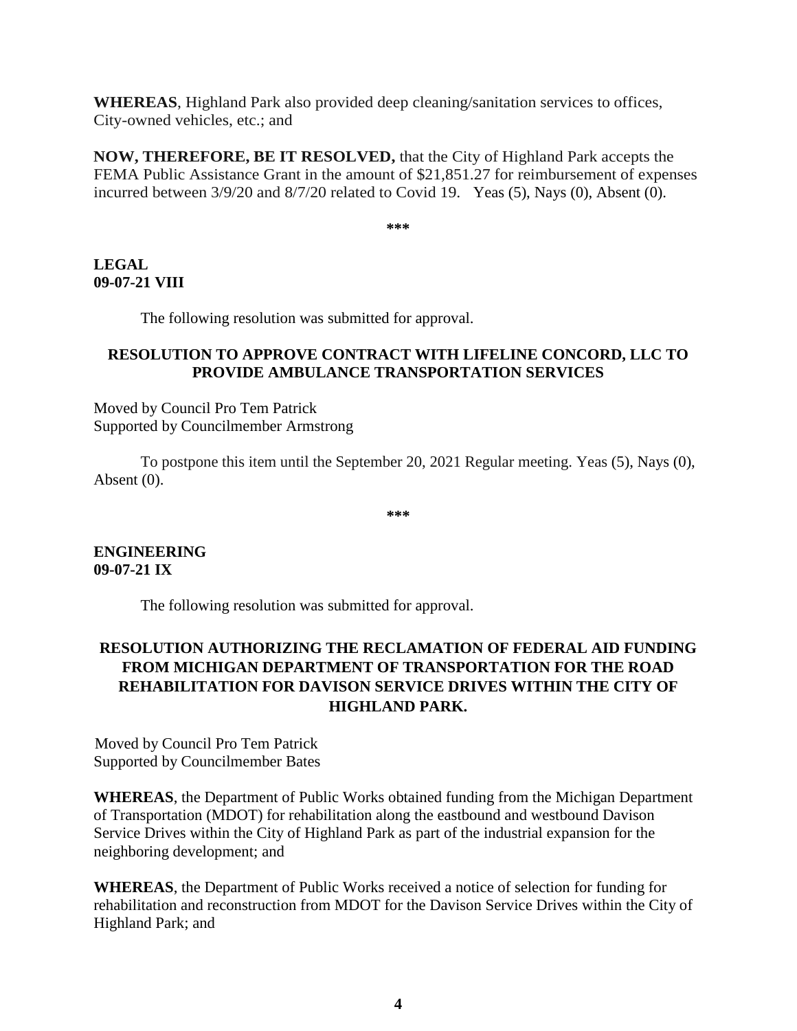**WHEREAS**, Highland Park also provided deep cleaning/sanitation services to offices, City-owned vehicles, etc.; and

**NOW, THEREFORE, BE IT RESOLVED,** that the City of Highland Park accepts the FEMA Public Assistance Grant in the amount of $21,851.27 for reimbursement of expenses incurred between 3/9/20 and 8/7/20 related to Covid 19. Yeas (5), Nays (0), Absent (0).

**\*\*\***

**LEGAL**
**09-07-21 VIII**

The following resolution was submitted for approval.

**RESOLUTION TO APPROVE CONTRACT WITH LIFELINE CONCORD, LLC TO PROVIDE AMBULANCE TRANSPORTATION SERVICES**

Moved by Council Pro Tem Patrick
Supported by Councilmember Armstrong

To postpone this item until the September 20, 2021 Regular meeting. Yeas (5), Nays (0), Absent (0).

**\*\*\***

**ENGINEERING**
**09-07-21 IX**

The following resolution was submitted for approval.

**RESOLUTION AUTHORIZING THE RECLAMATION OF FEDERAL AID FUNDING FROM MICHIGAN DEPARTMENT OF TRANSPORTATION FOR THE ROAD REHABILITATION FOR DAVISON SERVICE DRIVES WITHIN THE CITY OF HIGHLAND PARK.**

Moved by Council Pro Tem Patrick
Supported by Councilmember Bates

**WHEREAS**, the Department of Public Works obtained funding from the Michigan Department of Transportation (MDOT) for rehabilitation along the eastbound and westbound Davison Service Drives within the City of Highland Park as part of the industrial expansion for the neighboring development; and

**WHEREAS**, the Department of Public Works received a notice of selection for funding for rehabilitation and reconstruction from MDOT for the Davison Service Drives within the City of Highland Park; and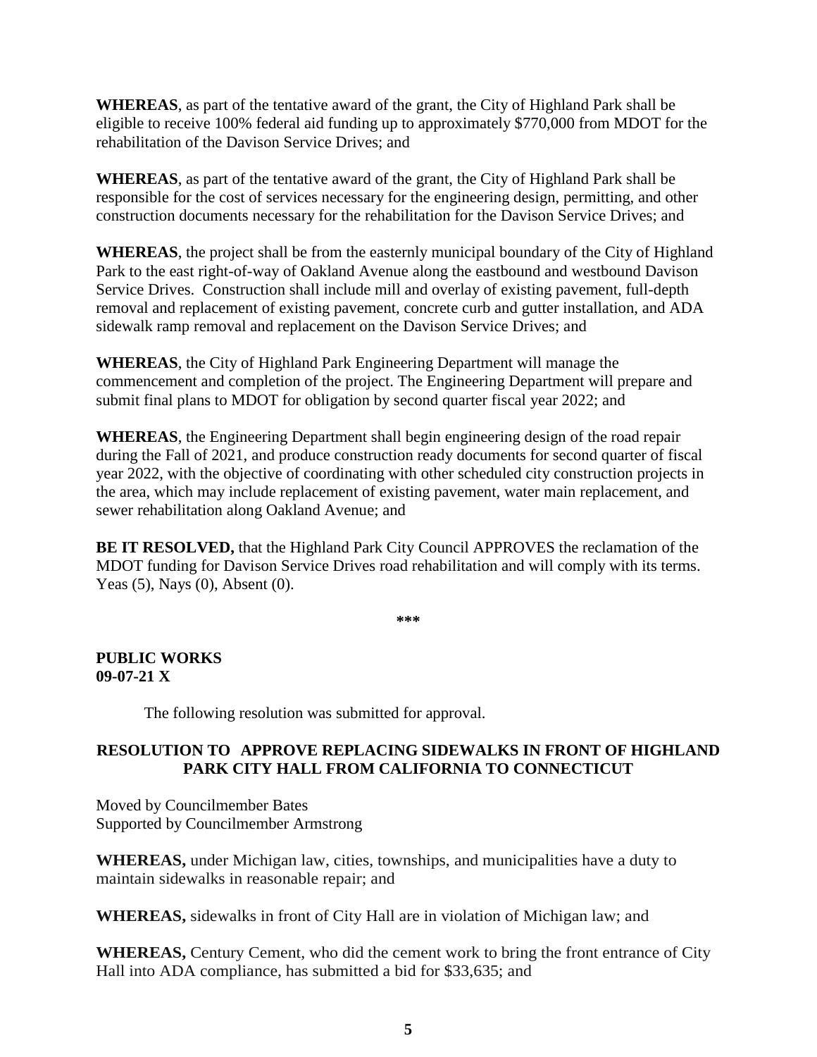**WHEREAS**, as part of the tentative award of the grant, the City of Highland Park shall be eligible to receive 100% federal aid funding up to approximately $770,000 from MDOT for the rehabilitation of the Davison Service Drives; and

**WHEREAS**, as part of the tentative award of the grant, the City of Highland Park shall be responsible for the cost of services necessary for the engineering design, permitting, and other construction documents necessary for the rehabilitation for the Davison Service Drives; and

**WHEREAS**, the project shall be from the easternly municipal boundary of the City of Highland Park to the east right-of-way of Oakland Avenue along the eastbound and westbound Davison Service Drives. Construction shall include mill and overlay of existing pavement, full-depth removal and replacement of existing pavement, concrete curb and gutter installation, and ADA sidewalk ramp removal and replacement on the Davison Service Drives; and

**WHEREAS**, the City of Highland Park Engineering Department will manage the commencement and completion of the project. The Engineering Department will prepare and submit final plans to MDOT for obligation by second quarter fiscal year 2022; and

**WHEREAS**, the Engineering Department shall begin engineering design of the road repair during the Fall of 2021, and produce construction ready documents for second quarter of fiscal year 2022, with the objective of coordinating with other scheduled city construction projects in the area, which may include replacement of existing pavement, water main replacement, and sewer rehabilitation along Oakland Avenue; and

**BE IT RESOLVED,** that the Highland Park City Council APPROVES the reclamation of the MDOT funding for Davison Service Drives road rehabilitation and will comply with its terms. Yeas (5), Nays (0), Absent (0).

**\*\*\***

**PUBLIC WORKS**
**09-07-21 X**

The following resolution was submitted for approval.

**RESOLUTION TO APPROVE REPLACING SIDEWALKS IN FRONT OF HIGHLAND PARK CITY HALL FROM CALIFORNIA TO CONNECTICUT**

Moved by Councilmember Bates
Supported by Councilmember Armstrong

**WHEREAS,** under Michigan law, cities, townships, and municipalities have a duty to maintain sidewalks in reasonable repair; and

**WHEREAS,** sidewalks in front of City Hall are in violation of Michigan law; and

**WHEREAS,** Century Cement, who did the cement work to bring the front entrance of City Hall into ADA compliance, has submitted a bid for $33,635; and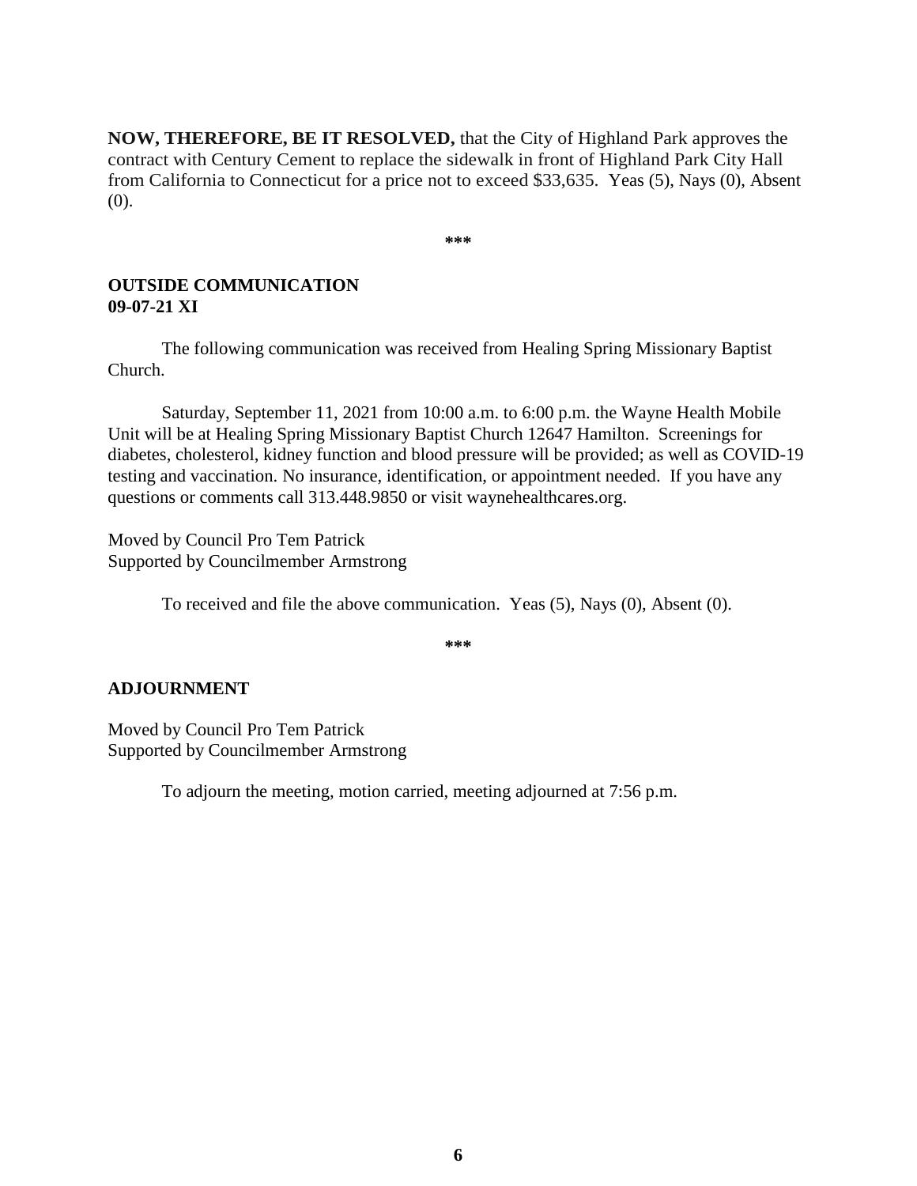**NOW, THEREFORE, BE IT RESOLVED,** that the City of Highland Park approves the contract with Century Cement to replace the sidewalk in front of Highland Park City Hall from California to Connecticut for a price not to exceed $33,635. Yeas (5), Nays (0), Absent (0).

***

**OUTSIDE COMMUNICATION**
**09-07-21 XI**

The following communication was received from Healing Spring Missionary Baptist Church.

Saturday, September 11, 2021 from 10:00 a.m. to 6:00 p.m. the Wayne Health Mobile Unit will be at Healing Spring Missionary Baptist Church 12647 Hamilton. Screenings for diabetes, cholesterol, kidney function and blood pressure will be provided; as well as COVID-19 testing and vaccination. No insurance, identification, or appointment needed. If you have any questions or comments call 313.448.9850 or visit waynehealthcares.org.

Moved by Council Pro Tem Patrick
Supported by Councilmember Armstrong

To received and file the above communication. Yeas (5), Nays (0), Absent (0).

***

**ADJOURNMENT**

Moved by Council Pro Tem Patrick
Supported by Councilmember Armstrong

To adjourn the meeting, motion carried, meeting adjourned at 7:56 p.m.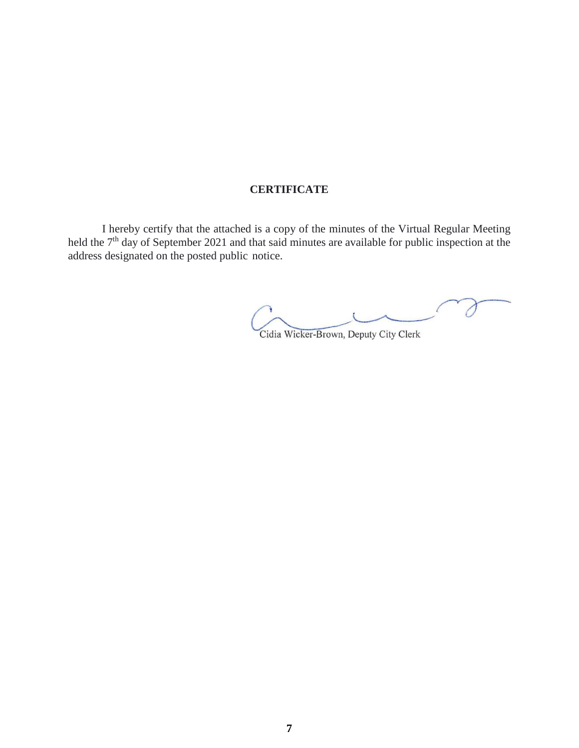**CERTIFICATE**

I hereby certify that the attached is a copy of the minutes of the Virtual Regular Meeting held the 7th day of September 2021 and that said minutes are available for public inspection at the address designated on the posted public notice.

Cidia Wicker-Brown, Deputy City Clerk